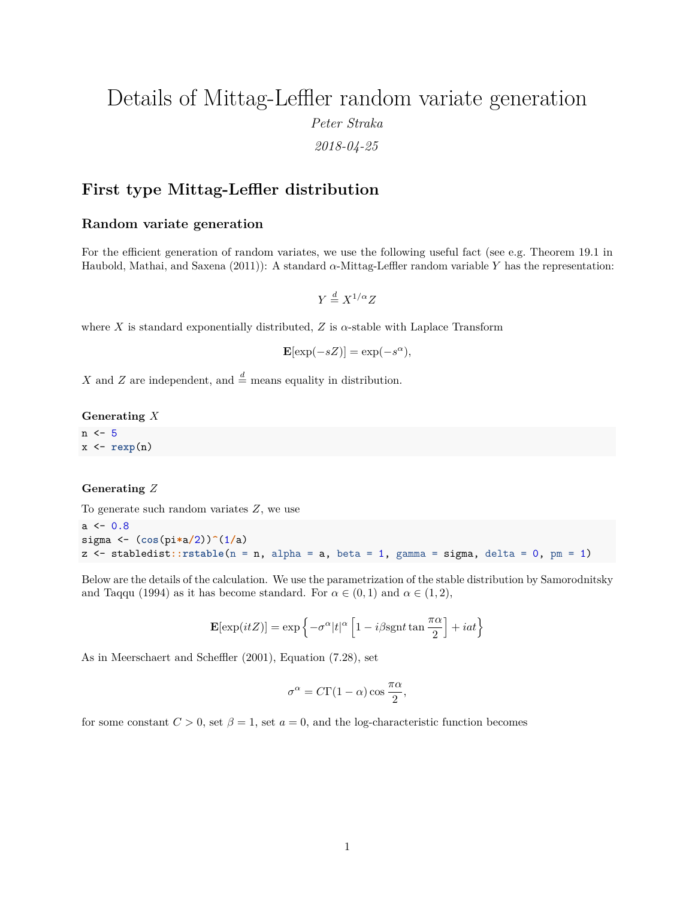# Details of Mittag-Leffler random variate generation

*Peter Straka*

*2018-04-25*

## First type Mittag-Leffler distribution

### Random variate generation

For the efficient generation of random variates, we use the following useful fact (see e.g. Theorem 19.1 in Haubold, Mathai, and Saxena (2011)): A standard $\alpha$-Mittag-Leffler random variable $Y$ has the representation:

$$Y \stackrel{d}{=} X^{1/\alpha} Z$$

where $X$ is standard exponentially distributed, $Z$ is $\alpha$-stable with Laplace Transform

$$\mathbf{E}[\exp(-sZ)] = \exp(-s^\alpha),$$

$X$ and $Z$ are independent, and $\stackrel{d}{=}$ means equality in distribution.

#### Generating $X$

```
n <- 5
x <- rexp(n)
```

#### Generating $Z$

To generate such random variates $Z$, we use

```
a <- 0.8
sigma <- (cos(pi*a/2))^(1/a)
z <- stabledist::rstable(n = n, alpha = a, beta = 1, gamma = sigma, delta = 0, pm = 1)
```

Below are the details of the calculation. We use the parametrization of the stable distribution by Samorodnitsky and Taqqu (1994) as it has become standard. For $\alpha \in (0,1)$ and $\alpha \in (1,2)$,

$$\mathbf{E}[\exp(itZ)] = \exp\left\{-\sigma^\alpha |t|^\alpha \left[1 - i\beta \text{sgn} t \tan \frac{\pi\alpha}{2}\right] + iat\right\}$$

As in Meerschaert and Scheffler (2001), Equation (7.28), set

$$\sigma^\alpha = C\Gamma(1-\alpha)\cos\frac{\pi\alpha}{2},$$

for some constant $C > 0$, set $\beta = 1$, set $a = 0$, and the log-characteristic function becomes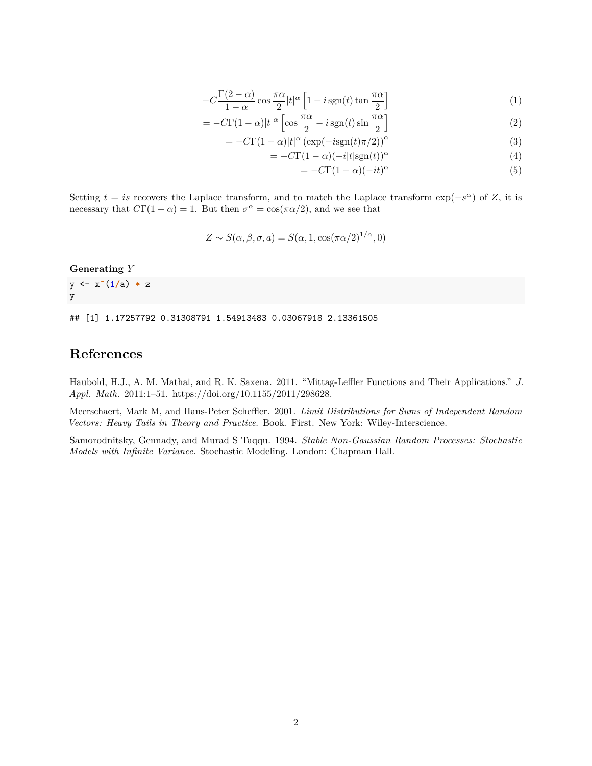$$
\begin{aligned}
& -C\frac{\Gamma(2-\alpha)}{1-\alpha}\cos\frac{\pi\alpha}{2}|t|^{\alpha}\left[1-i\,\mathrm{sgn}(t)\tan\frac{\pi\alpha}{2}\right] & (1)\\
&= -C\Gamma(1-\alpha)|t|^{\alpha}\left[\cos\frac{\pi\alpha}{2}-i\,\mathrm{sgn}(t)\sin\frac{\pi\alpha}{2}\right] & (2)\\
&= -C\Gamma(1-\alpha)|t|^{\alpha}\left(\exp(-i\mathrm{sgn}(t)\pi/2)\right)^{\alpha} & (3)\\
&= -C\Gamma(1-\alpha)(-i|t|\mathrm{sgn}(t))^{\alpha} & (4)\\
&= -C\Gamma(1-\alpha)(-it)^{\alpha} & (5)
\end{aligned}
$$

Setting $t = is$ recovers the Laplace transform, and to match the Laplace transform $\exp(-s^{\alpha})$ of $Z$, it is necessary that $C\Gamma(1-\alpha) = 1$. But then $\sigma^{\alpha} = \cos(\pi\alpha/2)$, and we see that

$$
Z \sim S(\alpha, \beta, \sigma, a) = S(\alpha, 1, \cos(\pi\alpha/2)^{1/\alpha}, 0)
$$

**Generating $Y$**

```
y <- x^(1/a) * z
y
```

```
## [1] 1.17257792 0.31308791 1.54913483 0.03067918 2.13361505
```

## References

Haubold, H.J., A. M. Mathai, and R. K. Saxena. 2011. "Mittag-Leffler Functions and Their Applications." *J. Appl. Math.* 2011:1–51. https://doi.org/10.1155/2011/298628.

Meerschaert, Mark M, and Hans-Peter Scheffler. 2001. *Limit Distributions for Sums of Independent Random Vectors: Heavy Tails in Theory and Practice*. Book. First. New York: Wiley-Interscience.

Samorodnitsky, Gennady, and Murad S Taqqu. 1994. *Stable Non-Gaussian Random Processes: Stochastic Models with Infinite Variance*. Stochastic Modeling. London: Chapman Hall.